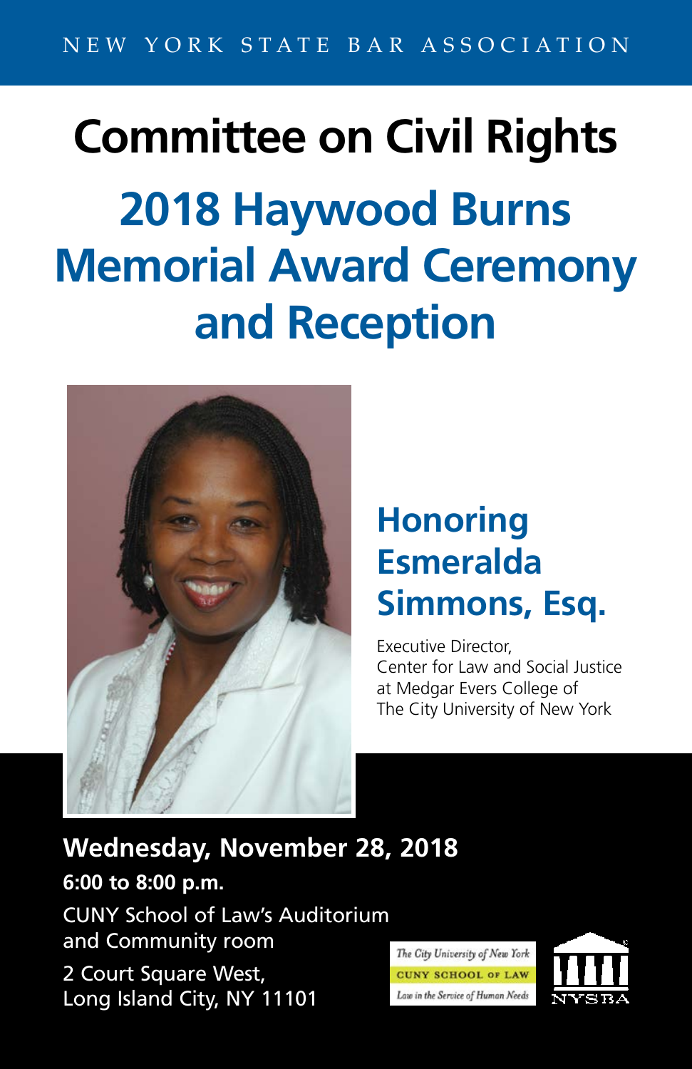NEW YORK STATE BAR ASSOCIATION

# Committee on Civil Rights

# 2018 Haywood Burns Memorial Award Ceremony and Reception

## Honoring Esmeralda Simmons, Esq.

Executive Director,
Center for Law and Social Justice
at Medgar Evers College of
The City University of New York

**Wednesday, November 28, 2018**

**6:00 to 8:00 p.m.**

CUNY School of Law's Auditorium
and Community room

2 Court Square West,
Long Island City, NY 11101

The City University of New York
CUNY SCHOOL OF LAW
Law in the Service of Human Needs

NYSBA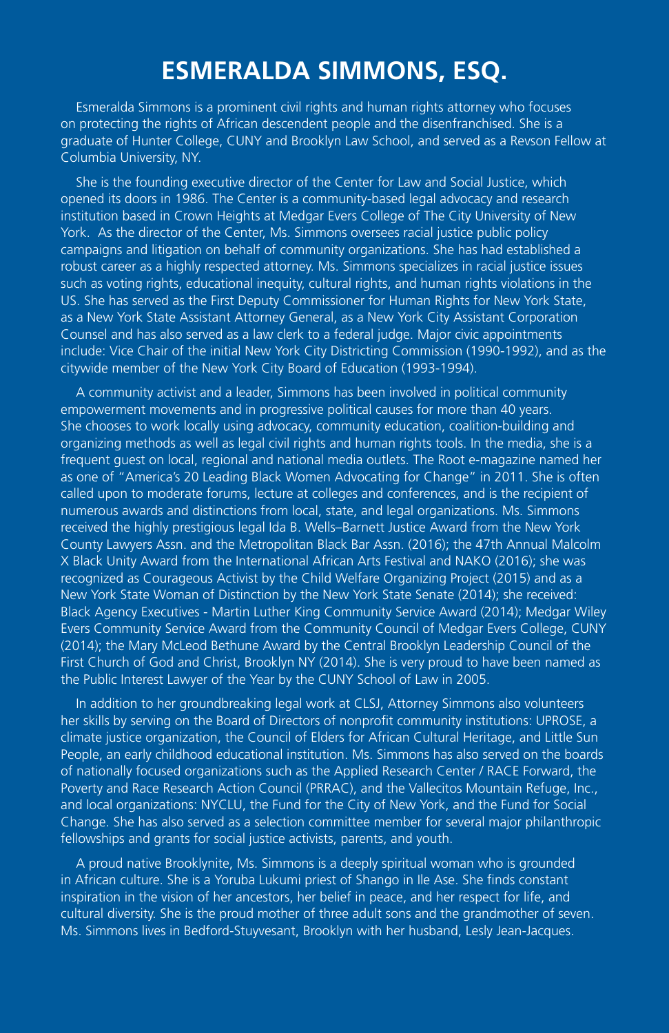# ESMERALDA SIMMONS, ESQ.

Esmeralda Simmons is a prominent civil rights and human rights attorney who focuses on protecting the rights of African descendent people and the disenfranchised. She is a graduate of Hunter College, CUNY and Brooklyn Law School, and served as a Revson Fellow at Columbia University, NY.

She is the founding executive director of the Center for Law and Social Justice, which opened its doors in 1986. The Center is a community-based legal advocacy and research institution based in Crown Heights at Medgar Evers College of The City University of New York. As the director of the Center, Ms. Simmons oversees racial justice public policy campaigns and litigation on behalf of community organizations. She has had established a robust career as a highly respected attorney. Ms. Simmons specializes in racial justice issues such as voting rights, educational inequity, cultural rights, and human rights violations in the US. She has served as the First Deputy Commissioner for Human Rights for New York State, as a New York State Assistant Attorney General, as a New York City Assistant Corporation Counsel and has also served as a law clerk to a federal judge. Major civic appointments include: Vice Chair of the initial New York City Districting Commission (1990-1992), and as the citywide member of the New York City Board of Education (1993-1994).

A community activist and a leader, Simmons has been involved in political community empowerment movements and in progressive political causes for more than 40 years. She chooses to work locally using advocacy, community education, coalition-building and organizing methods as well as legal civil rights and human rights tools. In the media, she is a frequent guest on local, regional and national media outlets. The Root e-magazine named her as one of "America's 20 Leading Black Women Advocating for Change" in 2011. She is often called upon to moderate forums, lecture at colleges and conferences, and is the recipient of numerous awards and distinctions from local, state, and legal organizations. Ms. Simmons received the highly prestigious legal Ida B. Wells–Barnett Justice Award from the New York County Lawyers Assn. and the Metropolitan Black Bar Assn. (2016); the 47th Annual Malcolm X Black Unity Award from the International African Arts Festival and NAKO (2016); she was recognized as Courageous Activist by the Child Welfare Organizing Project (2015) and as a New York State Woman of Distinction by the New York State Senate (2014); she received: Black Agency Executives - Martin Luther King Community Service Award (2014); Medgar Wiley Evers Community Service Award from the Community Council of Medgar Evers College, CUNY (2014); the Mary McLeod Bethune Award by the Central Brooklyn Leadership Council of the First Church of God and Christ, Brooklyn NY (2014). She is very proud to have been named as the Public Interest Lawyer of the Year by the CUNY School of Law in 2005.

In addition to her groundbreaking legal work at CLSJ, Attorney Simmons also volunteers her skills by serving on the Board of Directors of nonprofit community institutions: UPROSE, a climate justice organization, the Council of Elders for African Cultural Heritage, and Little Sun People, an early childhood educational institution. Ms. Simmons has also served on the boards of nationally focused organizations such as the Applied Research Center / RACE Forward, the Poverty and Race Research Action Council (PRRAC), and the Vallecitos Mountain Refuge, Inc., and local organizations: NYCLU, the Fund for the City of New York, and the Fund for Social Change. She has also served as a selection committee member for several major philanthropic fellowships and grants for social justice activists, parents, and youth.

A proud native Brooklynite, Ms. Simmons is a deeply spiritual woman who is grounded in African culture. She is a Yoruba Lukumi priest of Shango in Ile Ase. She finds constant inspiration in the vision of her ancestors, her belief in peace, and her respect for life, and cultural diversity. She is the proud mother of three adult sons and the grandmother of seven. Ms. Simmons lives in Bedford-Stuyvesant, Brooklyn with her husband, Lesly Jean-Jacques.